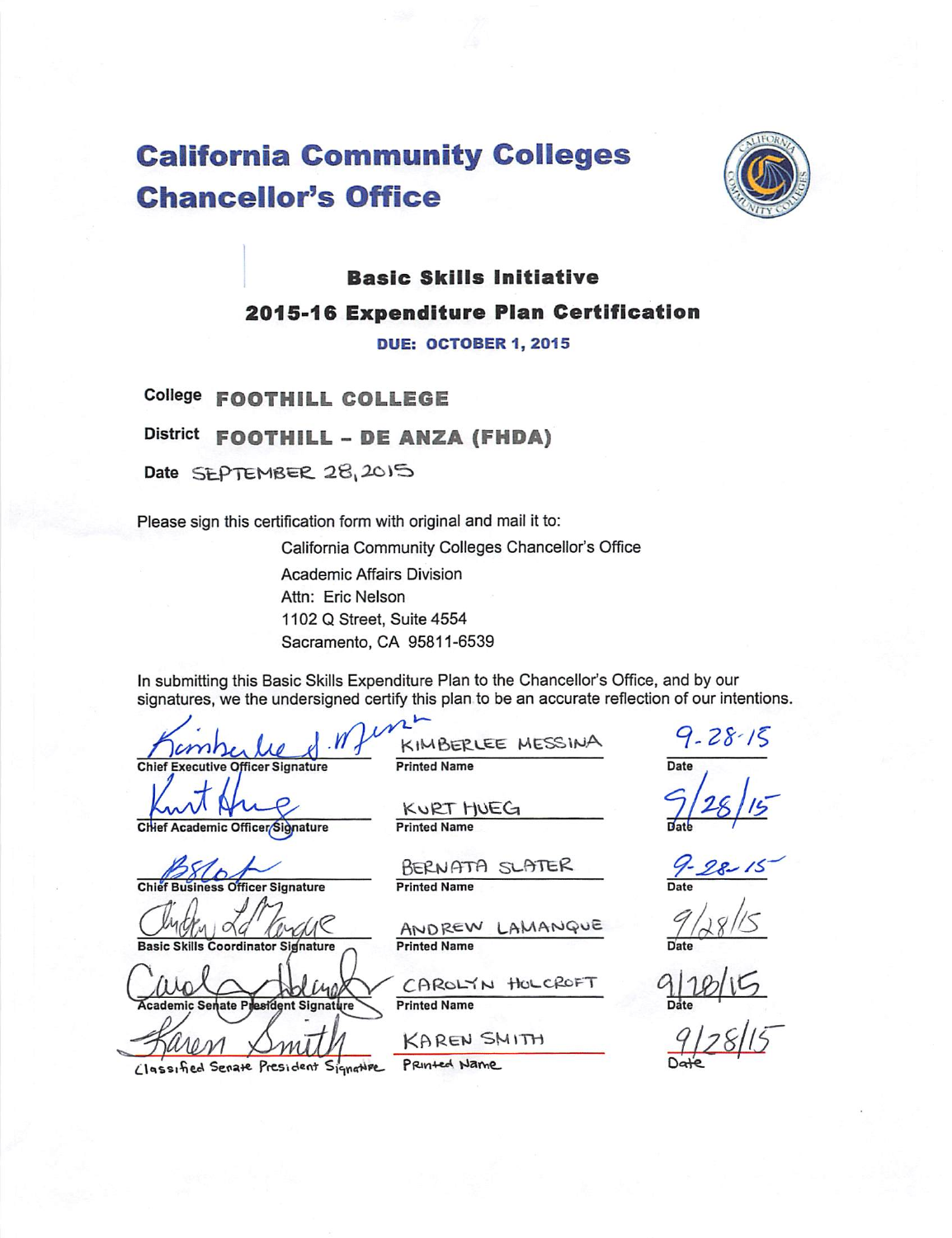# California Community Colleges Chancellor's Office

## Basic Skills Initiative

## 2015-16 Expenditure Plan Certification

**DUE: OCTOBER 1, 2015**

**College** FOOTHILL COLLEGE

**District** FOOTHILL – DE ANZA (FHDA)

**Date** SEPTEMBER 28, 2015

Please sign this certification form with original and mail it to:

California Community Colleges Chancellor's Office
Academic Affairs Division
Attn: Eric Nelson
1102 Q Street, Suite 4554
Sacramento, CA 95811-6539

In submitting this Basic Skills Expenditure Plan to the Chancellor's Office, and by our signatures, we the undersigned certify this plan to be an accurate reflection of our intentions.

| Signature | Printed Name | Date |
|---|---|---|
| Chief Executive Officer Signature | KIMBERLEE MESSINA | 9-28-15 |
| Chief Academic Officer Signature | KURT HUEG | 9/28/15 |
| Chief Business Officer Signature | BERNATA SLATER | 9-28-15 |
| Basic Skills Coordinator Signature | ANDREW LAMANQUE | 9/28/15 |
| Academic Senate President Signature | CAROLYN HOLCROFT | 9/28/15 |
| Classified Senate President Signature | KAREN SMITH | 9/28/15 |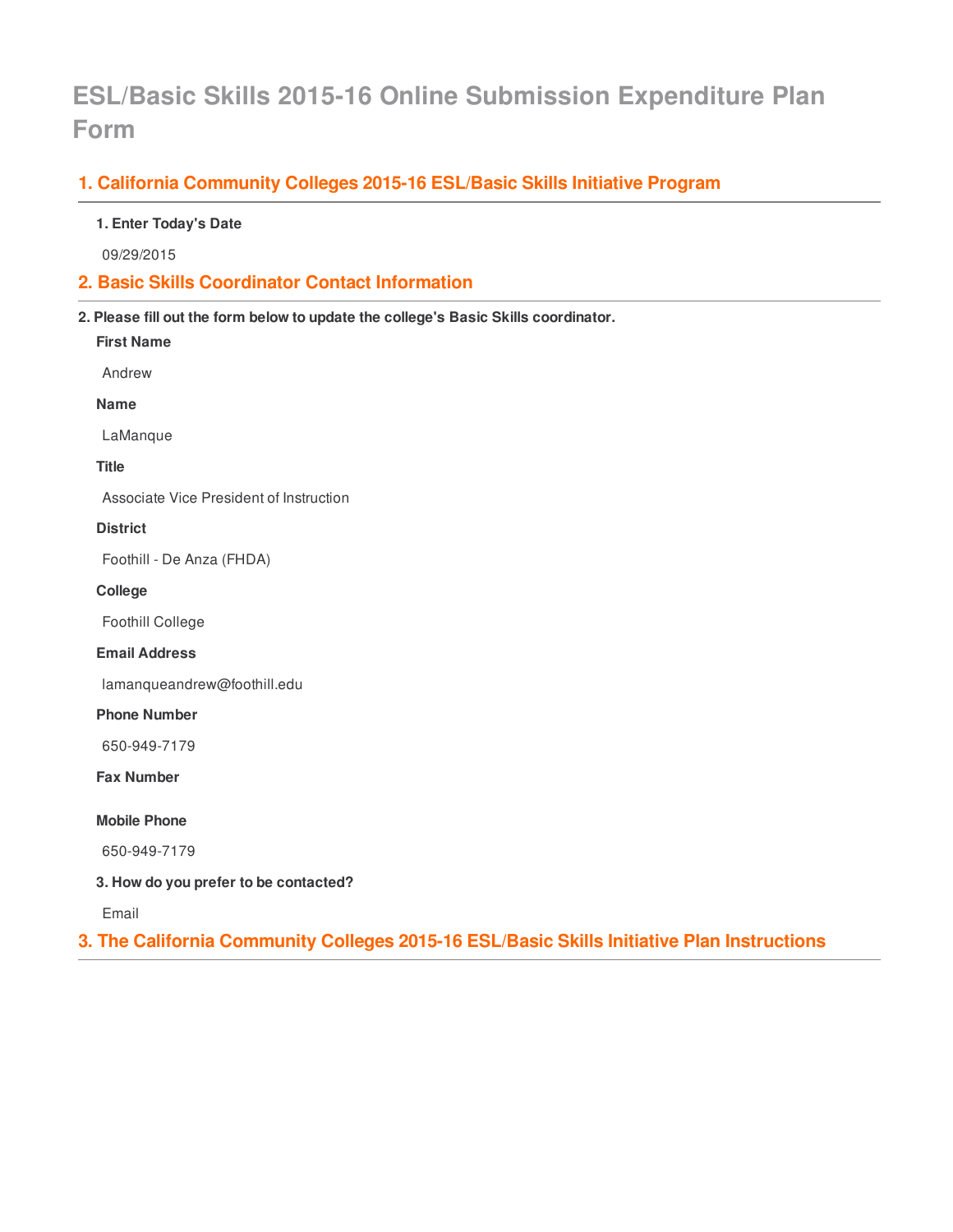# ESL/Basic Skills 2015-16 Online Submission Expenditure Plan Form

## 1. California Community Colleges 2015-16 ESL/Basic Skills Initiative Program

**1. Enter Today's Date**

09/29/2015

## 2. Basic Skills Coordinator Contact Information

**2. Please fill out the form below to update the college's Basic Skills coordinator.**

**First Name**

Andrew

**Name**

LaManque

**Title**

Associate Vice President of Instruction

**District**

Foothill - De Anza (FHDA)

**College**

Foothill College

**Email Address**

lamanqueandrew@foothill.edu

**Phone Number**

650-949-7179

**Fax Number**

**Mobile Phone**

650-949-7179

**3. How do you prefer to be contacted?**

Email

## 3. The California Community Colleges 2015-16 ESL/Basic Skills Initiative Plan Instructions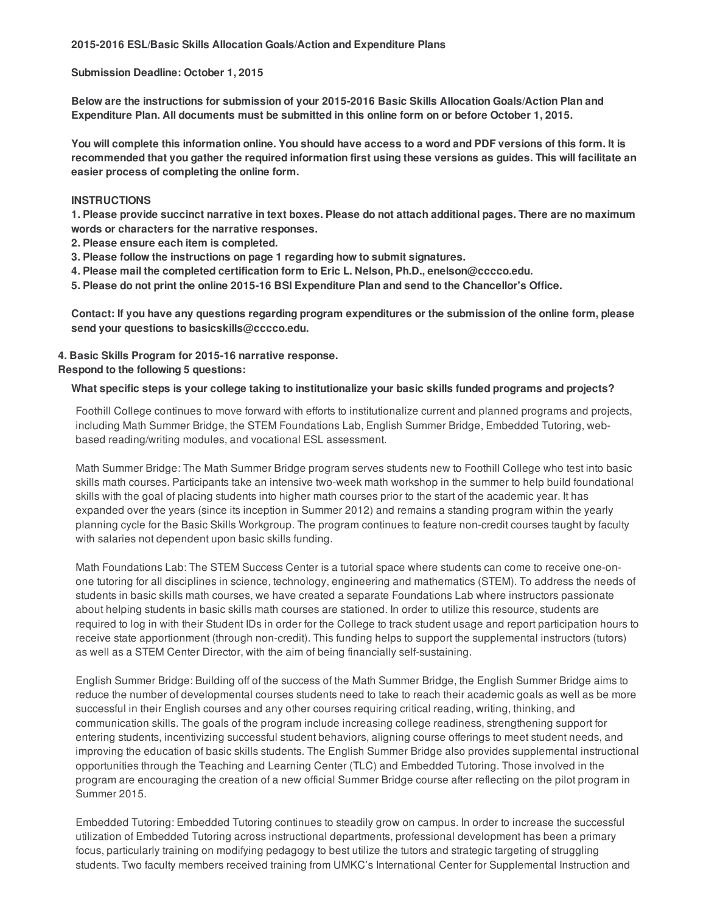**2015-2016 ESL/Basic Skills Allocation Goals/Action and Expenditure Plans**

**Submission Deadline: October 1, 2015**

**Below are the instructions for submission of your 2015-2016 Basic Skills Allocation Goals/Action Plan and Expenditure Plan. All documents must be submitted in this online form on or before October 1, 2015.**

**You will complete this information online. You should have access to a word and PDF versions of this form. It is recommended that you gather the required information first using these versions as guides. This will facilitate an easier process of completing the online form.**

**INSTRUCTIONS**

**1. Please provide succinct narrative in text boxes. Please do not attach additional pages. There are no maximum words or characters for the narrative responses.**
**2. Please ensure each item is completed.**
**3. Please follow the instructions on page 1 regarding how to submit signatures.**
**4. Please mail the completed certification form to Eric L. Nelson, Ph.D., enelson@cccco.edu.**
**5. Please do not print the online 2015-16 BSI Expenditure Plan and send to the Chancellor's Office.**

**Contact: If you have any questions regarding program expenditures or the submission of the online form, please send your questions to basicskills@cccco.edu.**

**4. Basic Skills Program for 2015-16 narrative response.**
**Respond to the following 5 questions:**

**What specific steps is your college taking to institutionalize your basic skills funded programs and projects?**

Foothill College continues to move forward with efforts to institutionalize current and planned programs and projects, including Math Summer Bridge, the STEM Foundations Lab, English Summer Bridge, Embedded Tutoring, web-based reading/writing modules, and vocational ESL assessment.

Math Summer Bridge: The Math Summer Bridge program serves students new to Foothill College who test into basic skills math courses. Participants take an intensive two-week math workshop in the summer to help build foundational skills with the goal of placing students into higher math courses prior to the start of the academic year. It has expanded over the years (since its inception in Summer 2012) and remains a standing program within the yearly planning cycle for the Basic Skills Workgroup. The program continues to feature non-credit courses taught by faculty with salaries not dependent upon basic skills funding.

Math Foundations Lab: The STEM Success Center is a tutorial space where students can come to receive one-on-one tutoring for all disciplines in science, technology, engineering and mathematics (STEM). To address the needs of students in basic skills math courses, we have created a separate Foundations Lab where instructors passionate about helping students in basic skills math courses are stationed. In order to utilize this resource, students are required to log in with their Student IDs in order for the College to track student usage and report participation hours to receive state apportionment (through non-credit). This funding helps to support the supplemental instructors (tutors) as well as a STEM Center Director, with the aim of being financially self-sustaining.

English Summer Bridge: Building off of the success of the Math Summer Bridge, the English Summer Bridge aims to reduce the number of developmental courses students need to take to reach their academic goals as well as be more successful in their English courses and any other courses requiring critical reading, writing, thinking, and communication skills. The goals of the program include increasing college readiness, strengthening support for entering students, incentivizing successful student behaviors, aligning course offerings to meet student needs, and improving the education of basic skills students. The English Summer Bridge also provides supplemental instructional opportunities through the Teaching and Learning Center (TLC) and Embedded Tutoring. Those involved in the program are encouraging the creation of a new official Summer Bridge course after reflecting on the pilot program in Summer 2015.

Embedded Tutoring: Embedded Tutoring continues to steadily grow on campus. In order to increase the successful utilization of Embedded Tutoring across instructional departments, professional development has been a primary focus, particularly training on modifying pedagogy to best utilize the tutors and strategic targeting of struggling students. Two faculty members received training from UMKC's International Center for Supplemental Instruction and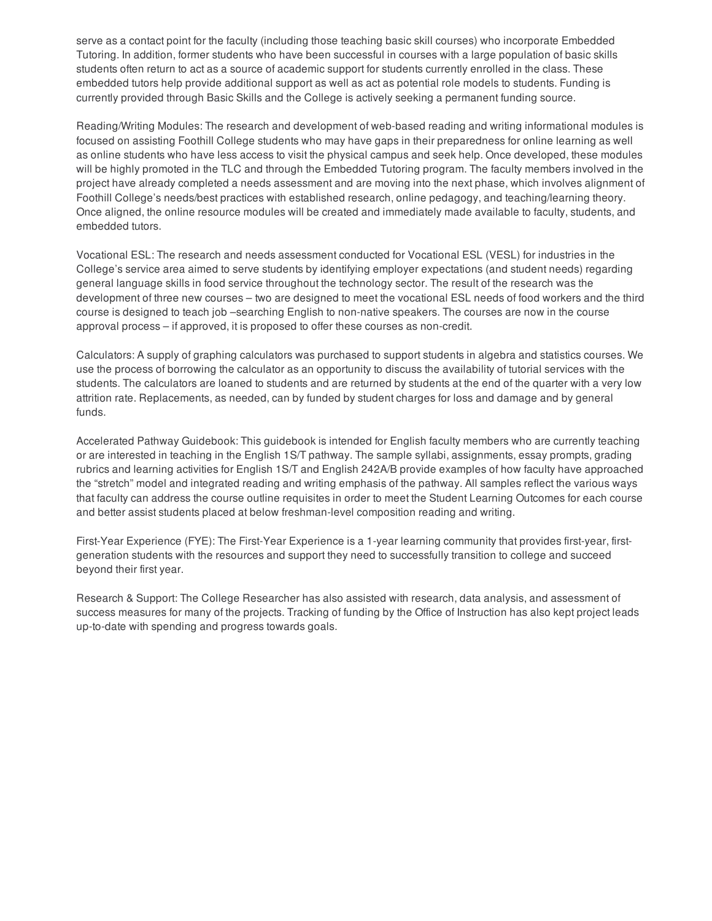serve as a contact point for the faculty (including those teaching basic skill courses) who incorporate Embedded Tutoring. In addition, former students who have been successful in courses with a large population of basic skills students often return to act as a source of academic support for students currently enrolled in the class. These embedded tutors help provide additional support as well as act as potential role models to students. Funding is currently provided through Basic Skills and the College is actively seeking a permanent funding source.

Reading/Writing Modules: The research and development of web-based reading and writing informational modules is focused on assisting Foothill College students who may have gaps in their preparedness for online learning as well as online students who have less access to visit the physical campus and seek help. Once developed, these modules will be highly promoted in the TLC and through the Embedded Tutoring program. The faculty members involved in the project have already completed a needs assessment and are moving into the next phase, which involves alignment of Foothill College's needs/best practices with established research, online pedagogy, and teaching/learning theory. Once aligned, the online resource modules will be created and immediately made available to faculty, students, and embedded tutors.

Vocational ESL: The research and needs assessment conducted for Vocational ESL (VESL) for industries in the College's service area aimed to serve students by identifying employer expectations (and student needs) regarding general language skills in food service throughout the technology sector. The result of the research was the development of three new courses – two are designed to meet the vocational ESL needs of food workers and the third course is designed to teach job –searching English to non-native speakers. The courses are now in the course approval process – if approved, it is proposed to offer these courses as non-credit.

Calculators: A supply of graphing calculators was purchased to support students in algebra and statistics courses. We use the process of borrowing the calculator as an opportunity to discuss the availability of tutorial services with the students. The calculators are loaned to students and are returned by students at the end of the quarter with a very low attrition rate. Replacements, as needed, can by funded by student charges for loss and damage and by general funds.

Accelerated Pathway Guidebook: This guidebook is intended for English faculty members who are currently teaching or are interested in teaching in the English 1S/T pathway. The sample syllabi, assignments, essay prompts, grading rubrics and learning activities for English 1S/T and English 242A/B provide examples of how faculty have approached the "stretch" model and integrated reading and writing emphasis of the pathway. All samples reflect the various ways that faculty can address the course outline requisites in order to meet the Student Learning Outcomes for each course and better assist students placed at below freshman-level composition reading and writing.

First-Year Experience (FYE): The First-Year Experience is a 1-year learning community that provides first-year, first-generation students with the resources and support they need to successfully transition to college and succeed beyond their first year.

Research & Support: The College Researcher has also assisted with research, data analysis, and assessment of success measures for many of the projects. Tracking of funding by the Office of Instruction has also kept project leads up-to-date with spending and progress towards goals.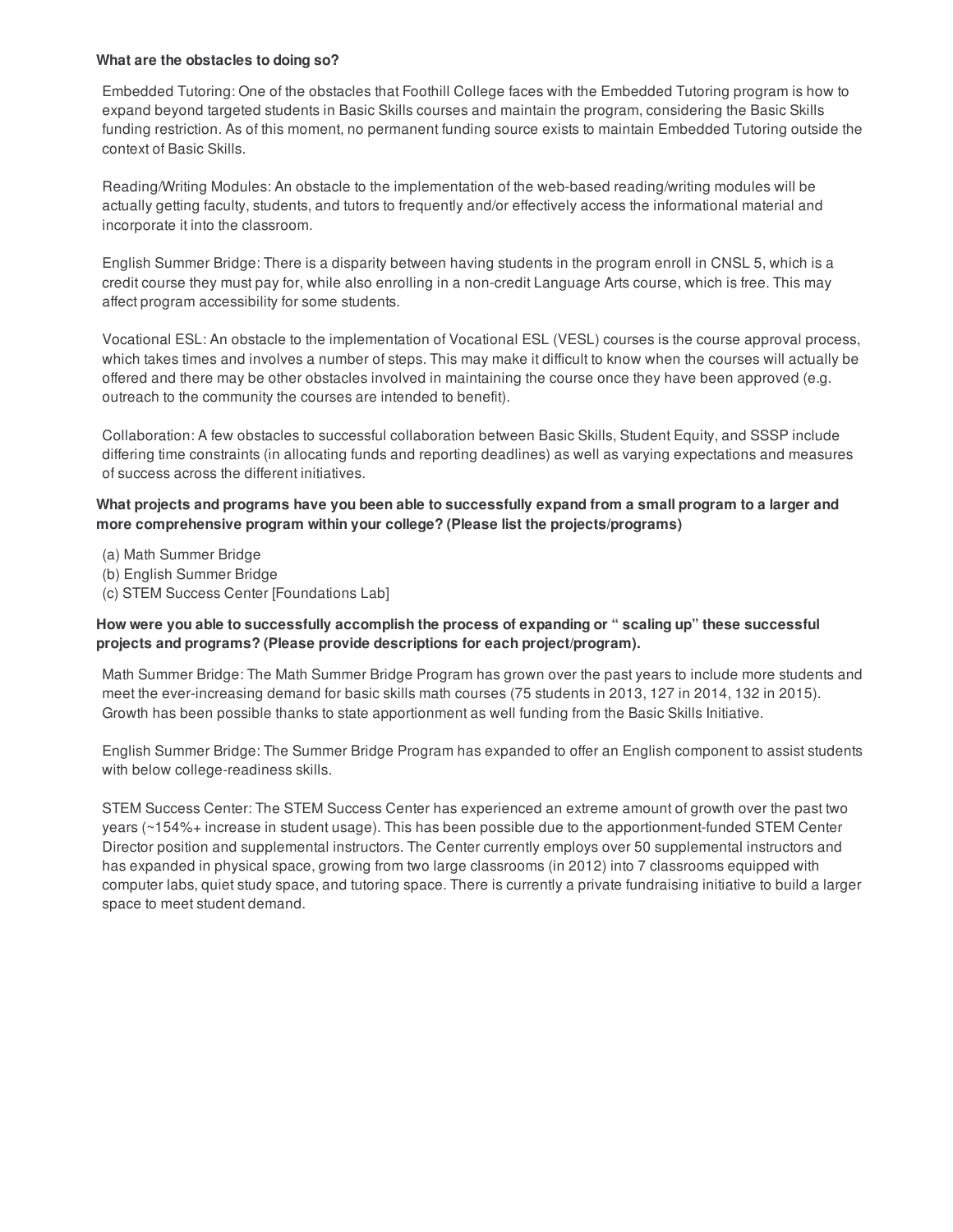**What are the obstacles to doing so?**

Embedded Tutoring: One of the obstacles that Foothill College faces with the Embedded Tutoring program is how to expand beyond targeted students in Basic Skills courses and maintain the program, considering the Basic Skills funding restriction. As of this moment, no permanent funding source exists to maintain Embedded Tutoring outside the context of Basic Skills.

Reading/Writing Modules: An obstacle to the implementation of the web-based reading/writing modules will be actually getting faculty, students, and tutors to frequently and/or effectively access the informational material and incorporate it into the classroom.

English Summer Bridge: There is a disparity between having students in the program enroll in CNSL 5, which is a credit course they must pay for, while also enrolling in a non-credit Language Arts course, which is free. This may affect program accessibility for some students.

Vocational ESL: An obstacle to the implementation of Vocational ESL (VESL) courses is the course approval process, which takes times and involves a number of steps. This may make it difficult to know when the courses will actually be offered and there may be other obstacles involved in maintaining the course once they have been approved (e.g. outreach to the community the courses are intended to benefit).

Collaboration: A few obstacles to successful collaboration between Basic Skills, Student Equity, and SSSP include differing time constraints (in allocating funds and reporting deadlines) as well as varying expectations and measures of success across the different initiatives.

**What projects and programs have you been able to successfully expand from a small program to a larger and more comprehensive program within your college? (Please list the projects/programs)**

(a) Math Summer Bridge
(b) English Summer Bridge
(c) STEM Success Center [Foundations Lab]

**How were you able to successfully accomplish the process of expanding or " scaling up" these successful projects and programs? (Please provide descriptions for each project/program).**

Math Summer Bridge: The Math Summer Bridge Program has grown over the past years to include more students and meet the ever-increasing demand for basic skills math courses (75 students in 2013, 127 in 2014, 132 in 2015). Growth has been possible thanks to state apportionment as well funding from the Basic Skills Initiative.

English Summer Bridge: The Summer Bridge Program has expanded to offer an English component to assist students with below college-readiness skills.

STEM Success Center: The STEM Success Center has experienced an extreme amount of growth over the past two years (~154%+ increase in student usage). This has been possible due to the apportionment-funded STEM Center Director position and supplemental instructors. The Center currently employs over 50 supplemental instructors and has expanded in physical space, growing from two large classrooms (in 2012) into 7 classrooms equipped with computer labs, quiet study space, and tutoring space. There is currently a private fundraising initiative to build a larger space to meet student demand.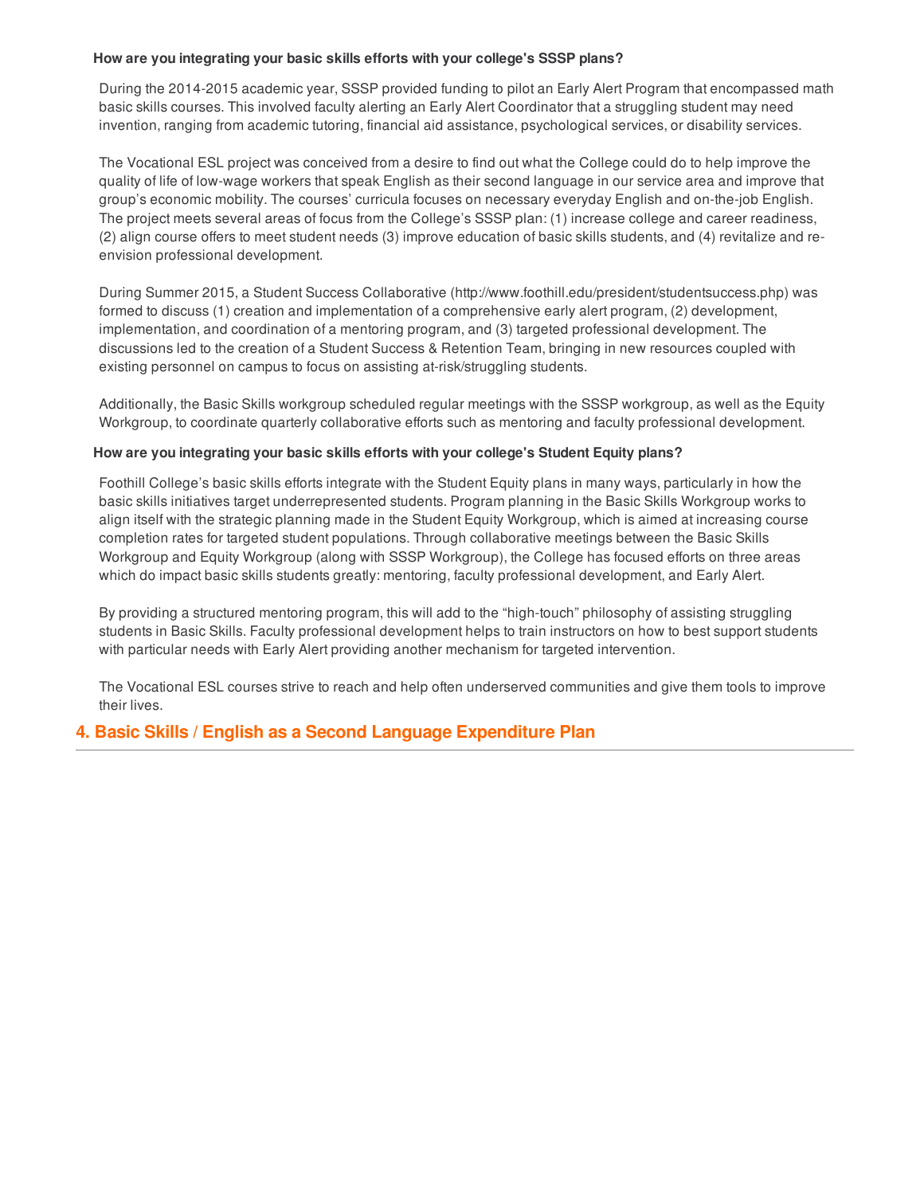**How are you integrating your basic skills efforts with your college's SSSP plans?**

During the 2014-2015 academic year, SSSP provided funding to pilot an Early Alert Program that encompassed math basic skills courses. This involved faculty alerting an Early Alert Coordinator that a struggling student may need invention, ranging from academic tutoring, financial aid assistance, psychological services, or disability services.

The Vocational ESL project was conceived from a desire to find out what the College could do to help improve the quality of life of low-wage workers that speak English as their second language in our service area and improve that group's economic mobility. The courses' curricula focuses on necessary everyday English and on-the-job English. The project meets several areas of focus from the College's SSSP plan: (1) increase college and career readiness, (2) align course offers to meet student needs (3) improve education of basic skills students, and (4) revitalize and re-envision professional development.

During Summer 2015, a Student Success Collaborative (http://www.foothill.edu/president/studentsuccess.php) was formed to discuss (1) creation and implementation of a comprehensive early alert program, (2) development, implementation, and coordination of a mentoring program, and (3) targeted professional development. The discussions led to the creation of a Student Success & Retention Team, bringing in new resources coupled with existing personnel on campus to focus on assisting at-risk/struggling students.

Additionally, the Basic Skills workgroup scheduled regular meetings with the SSSP workgroup, as well as the Equity Workgroup, to coordinate quarterly collaborative efforts such as mentoring and faculty professional development.

**How are you integrating your basic skills efforts with your college's Student Equity plans?**

Foothill College's basic skills efforts integrate with the Student Equity plans in many ways, particularly in how the basic skills initiatives target underrepresented students. Program planning in the Basic Skills Workgroup works to align itself with the strategic planning made in the Student Equity Workgroup, which is aimed at increasing course completion rates for targeted student populations. Through collaborative meetings between the Basic Skills Workgroup and Equity Workgroup (along with SSSP Workgroup), the College has focused efforts on three areas which do impact basic skills students greatly: mentoring, faculty professional development, and Early Alert.

By providing a structured mentoring program, this will add to the "high-touch" philosophy of assisting struggling students in Basic Skills. Faculty professional development helps to train instructors on how to best support students with particular needs with Early Alert providing another mechanism for targeted intervention.

The Vocational ESL courses strive to reach and help often underserved communities and give them tools to improve their lives.

## 4. Basic Skills / English as a Second Language Expenditure Plan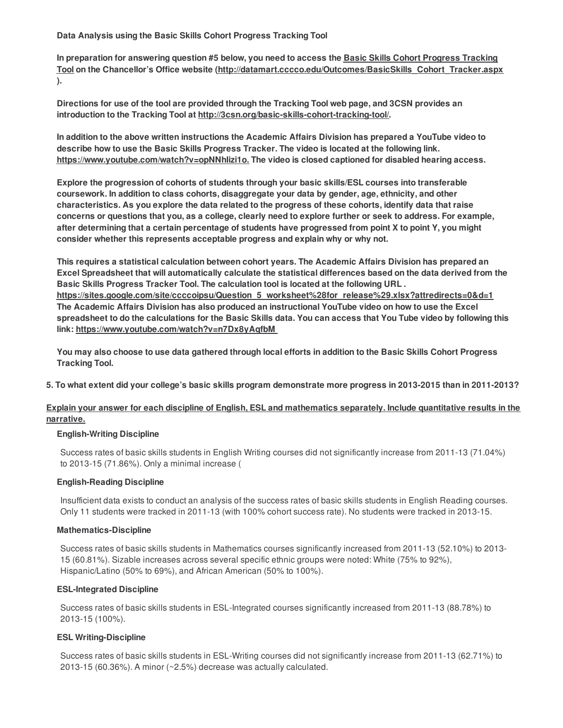**Data Analysis using the Basic Skills Cohort Progress Tracking Tool**

**In preparation for answering question #5 below, you need to access the <u>Basic Skills Cohort Progress Tracking Tool</u> on the Chancellor's Office website (<u>http://datamart.cccco.edu/Outcomes/BasicSkills_Cohort_Tracker.aspx</u>).**

**Directions for use of the tool are provided through the Tracking Tool web page, and 3CSN provides an introduction to the Tracking Tool at <u>http://3csn.org/basic-skills-cohort-tracking-tool/</u>.**

**In addition to the above written instructions the Academic Affairs Division has prepared a YouTube video to describe how to use the Basic Skills Progress Tracker. The video is located at the following link. <u>https://www.youtube.com/watch?v=opNNhlizi1o.</u> The video is closed captioned for disabled hearing access.**

**Explore the progression of cohorts of students through your basic skills/ESL courses into transferable coursework. In addition to class cohorts, disaggregate your data by gender, age, ethnicity, and other characteristics. As you explore the data related to the progress of these cohorts, identify data that raise concerns or questions that you, as a college, clearly need to explore further or seek to address. For example, after determining that a certain percentage of students have progressed from point X to point Y, you might consider whether this represents acceptable progress and explain why or why not.**

**This requires a statistical calculation between cohort years. The Academic Affairs Division has prepared an Excel Spreadsheet that will automatically calculate the statistical differences based on the data derived from the Basic Skills Progress Tracker Tool. The calculation tool is located at the following URL . <u>https://sites.google.com/site/ccccoipsu/Question_5_worksheet%28for_release%29.xlsx?attredirects=0&d=1</u> The Academic Affairs Division has also produced an instructional YouTube video on how to use the Excel spreadsheet to do the calculations for the Basic Skills data. You can access that You Tube video by following this link: <u>https://www.youtube.com/watch?v=n7Dx8yAqfbM</u>**

**You may also choose to use data gathered through local efforts in addition to the Basic Skills Cohort Progress Tracking Tool.**

**5. To what extent did your college's basic skills program demonstrate more progress in 2013-2015 than in 2011-2013?**

**<u>Explain your answer for each discipline of English, ESL and mathematics separately. Include quantitative results in the narrative.</u>**

**English-Writing Discipline**

Success rates of basic skills students in English Writing courses did not significantly increase from 2011-13 (71.04%) to 2013-15 (71.86%). Only a minimal increase (

**English-Reading Discipline**

Insufficient data exists to conduct an analysis of the success rates of basic skills students in English Reading courses. Only 11 students were tracked in 2011-13 (with 100% cohort success rate). No students were tracked in 2013-15.

**Mathematics-Discipline**

Success rates of basic skills students in Mathematics courses significantly increased from 2011-13 (52.10%) to 2013-15 (60.81%). Sizable increases across several specific ethnic groups were noted: White (75% to 92%), Hispanic/Latino (50% to 69%), and African American (50% to 100%).

**ESL-Integrated Discipline**

Success rates of basic skills students in ESL-Integrated courses significantly increased from 2011-13 (88.78%) to 2013-15 (100%).

**ESL Writing-Discipline**

Success rates of basic skills students in ESL-Writing courses did not significantly increase from 2011-13 (62.71%) to 2013-15 (60.36%). A minor (~2.5%) decrease was actually calculated.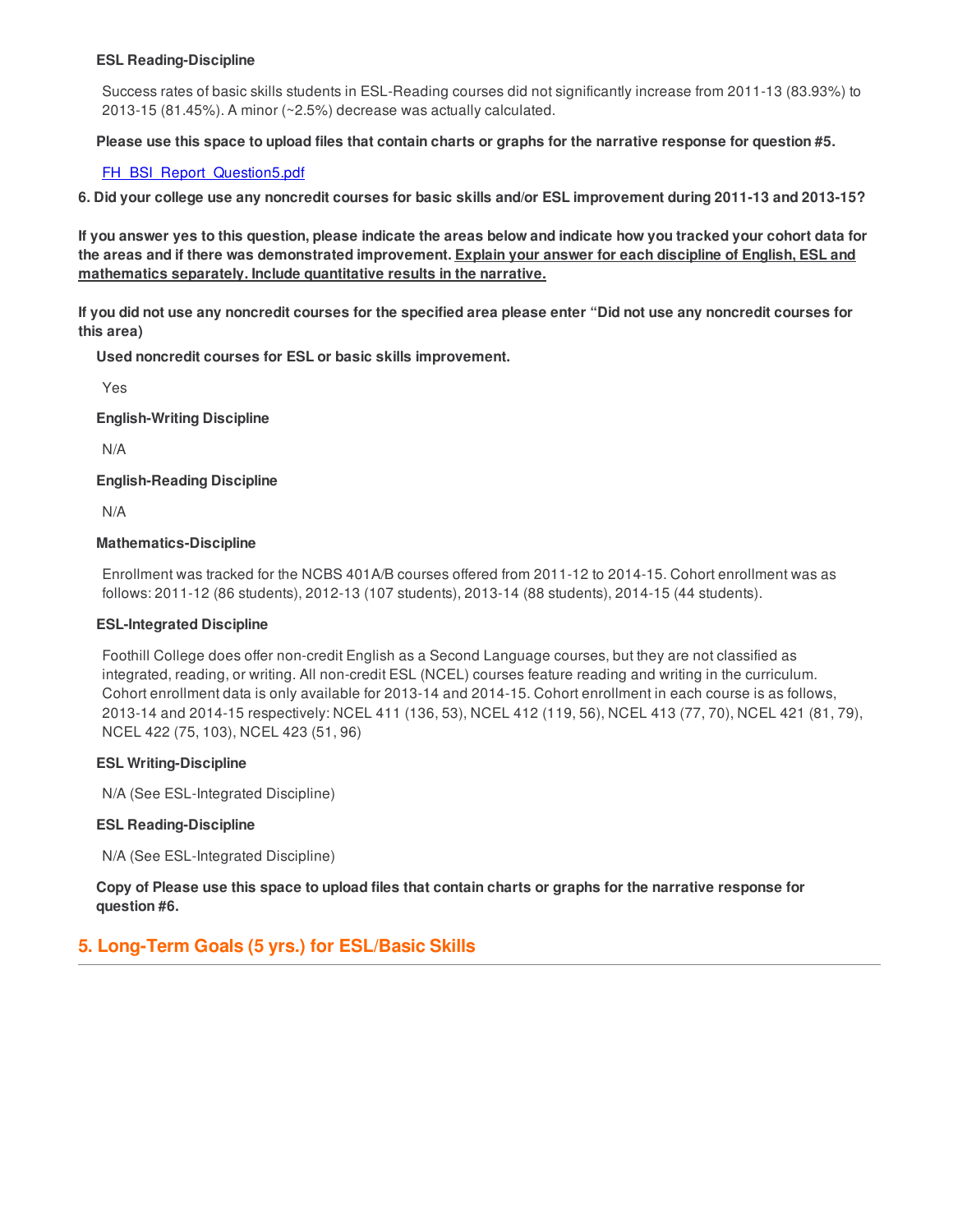**ESL Reading-Discipline**

Success rates of basic skills students in ESL-Reading courses did not significantly increase from 2011-13 (83.93%) to 2013-15 (81.45%). A minor (~2.5%) decrease was actually calculated.

**Please use this space to upload files that contain charts or graphs for the narrative response for question #5.**

[FH_BSI_Report_Question5.pdf]

**6. Did your college use any noncredit courses for basic skills and/or ESL improvement during 2011-13 and 2013-15?**

**If you answer yes to this question, please indicate the areas below and indicate how you tracked your cohort data for the areas and if there was demonstrated improvement. Explain your answer for each discipline of English, ESL and mathematics separately. Include quantitative results in the narrative.**

**If you did not use any noncredit courses for the specified area please enter "Did not use any noncredit courses for this area)**

**Used noncredit courses for ESL or basic skills improvement.**

Yes

**English-Writing Discipline**

N/A

**English-Reading Discipline**

N/A

**Mathematics-Discipline**

Enrollment was tracked for the NCBS 401A/B courses offered from 2011-12 to 2014-15. Cohort enrollment was as follows: 2011-12 (86 students), 2012-13 (107 students), 2013-14 (88 students), 2014-15 (44 students).

**ESL-Integrated Discipline**

Foothill College does offer non-credit English as a Second Language courses, but they are not classified as integrated, reading, or writing. All non-credit ESL (NCEL) courses feature reading and writing in the curriculum. Cohort enrollment data is only available for 2013-14 and 2014-15. Cohort enrollment in each course is as follows, 2013-14 and 2014-15 respectively: NCEL 411 (136, 53), NCEL 412 (119, 56), NCEL 413 (77, 70), NCEL 421 (81, 79), NCEL 422 (75, 103), NCEL 423 (51, 96)

**ESL Writing-Discipline**

N/A (See ESL-Integrated Discipline)

**ESL Reading-Discipline**

N/A (See ESL-Integrated Discipline)

**Copy of Please use this space to upload files that contain charts or graphs for the narrative response for question #6.**

## 5. Long-Term Goals (5 yrs.) for ESL/Basic Skills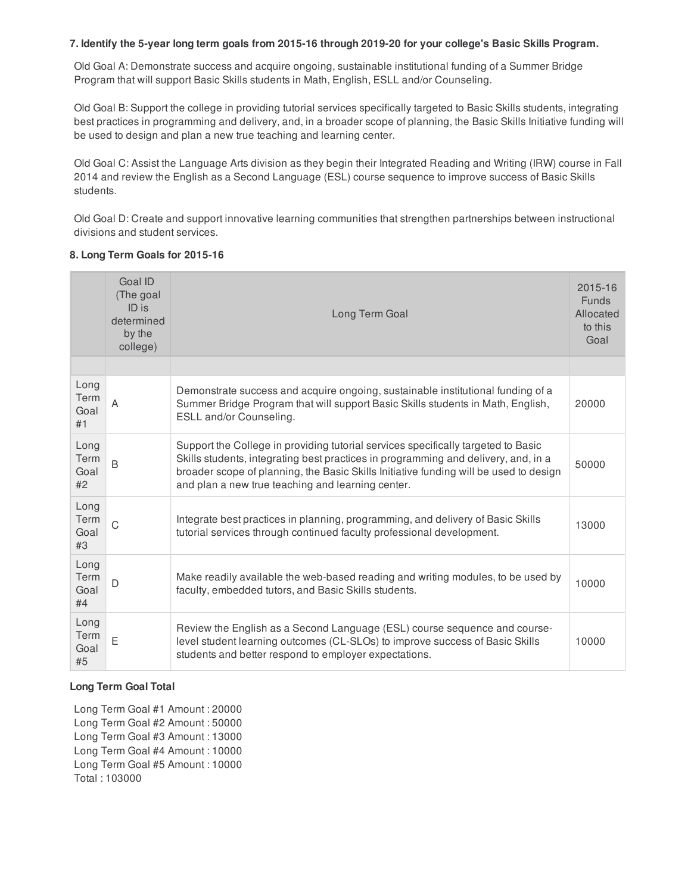**7. Identify the 5-year long term goals from 2015-16 through 2019-20 for your college's Basic Skills Program.**

Old Goal A: Demonstrate success and acquire ongoing, sustainable institutional funding of a Summer Bridge Program that will support Basic Skills students in Math, English, ESLL and/or Counseling.

Old Goal B: Support the college in providing tutorial services specifically targeted to Basic Skills students, integrating best practices in programming and delivery, and, in a broader scope of planning, the Basic Skills Initiative funding will be used to design and plan a new true teaching and learning center.

Old Goal C: Assist the Language Arts division as they begin their Integrated Reading and Writing (IRW) course in Fall 2014 and review the English as a Second Language (ESL) course sequence to improve success of Basic Skills students.

Old Goal D: Create and support innovative learning communities that strengthen partnerships between instructional divisions and student services.

**8. Long Term Goals for 2015-16**

| | Goal ID (The goal ID is determined by the college) | Long Term Goal | 2015-16 Funds Allocated to this Goal |
|---|---|---|---|
| | | | |
| Long Term Goal #1 | A | Demonstrate success and acquire ongoing, sustainable institutional funding of a Summer Bridge Program that will support Basic Skills students in Math, English, ESLL and/or Counseling. | 20000 |
| Long Term Goal #2 | B | Support the College in providing tutorial services specifically targeted to Basic Skills students, integrating best practices in programming and delivery, and, in a broader scope of planning, the Basic Skills Initiative funding will be used to design and plan a new true teaching and learning center. | 50000 |
| Long Term Goal #3 | C | Integrate best practices in planning, programming, and delivery of Basic Skills tutorial services through continued faculty professional development. | 13000 |
| Long Term Goal #4 | D | Make readily available the web-based reading and writing modules, to be used by faculty, embedded tutors, and Basic Skills students. | 10000 |
| Long Term Goal #5 | E | Review the English as a Second Language (ESL) course sequence and course-level student learning outcomes (CL-SLOs) to improve success of Basic Skills students and better respond to employer expectations. | 10000 |

**Long Term Goal Total**

Long Term Goal #1 Amount : 20000
Long Term Goal #2 Amount : 50000
Long Term Goal #3 Amount : 13000
Long Term Goal #4 Amount : 10000
Long Term Goal #5 Amount : 10000
Total : 103000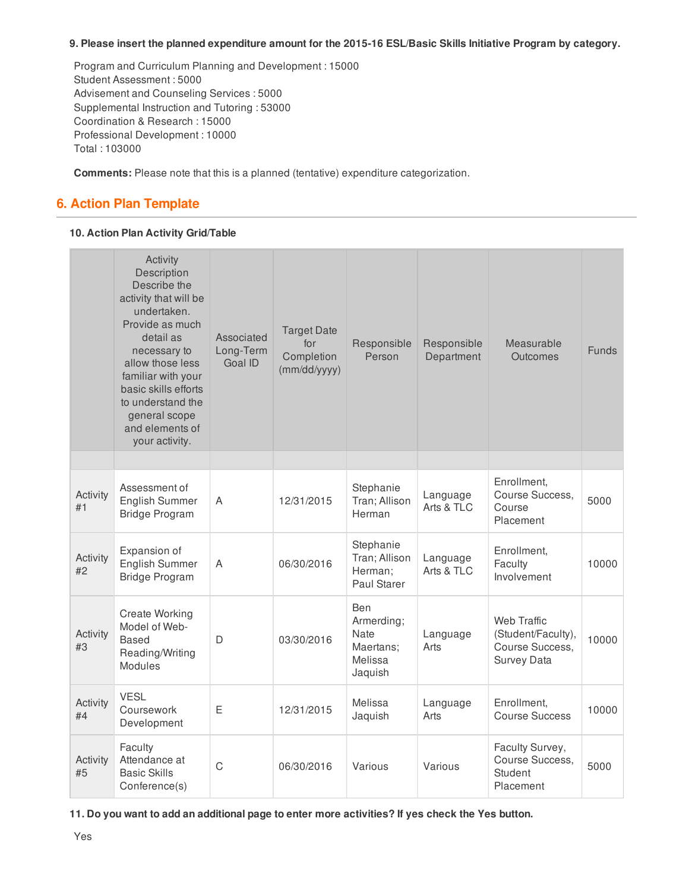**9. Please insert the planned expenditure amount for the 2015-16 ESL/Basic Skills Initiative Program by category.**

Program and Curriculum Planning and Development : 15000
Student Assessment : 5000
Advisement and Counseling Services : 5000
Supplemental Instruction and Tutoring : 53000
Coordination & Research : 15000
Professional Development : 10000
Total : 103000

**Comments:** Please note that this is a planned (tentative) expenditure categorization.

## 6. Action Plan Template

**10. Action Plan Activity Grid/Table**

| | Activity Description Describe the activity that will be undertaken. Provide as much detail as necessary to allow those less familiar with your basic skills efforts to understand the general scope and elements of your activity. | Associated Long-Term Goal ID | Target Date for Completion (mm/dd/yyyy) | Responsible Person | Responsible Department | Measurable Outcomes | Funds |
|---|---|---|---|---|---|---|---|
| | | | | | | | |
| Activity #1 | Assessment of English Summer Bridge Program | A | 12/31/2015 | Stephanie Tran; Allison Herman | Language Arts & TLC | Enrollment, Course Success, Course Placement | 5000 |
| Activity #2 | Expansion of English Summer Bridge Program | A | 06/30/2016 | Stephanie Tran; Allison Herman; Paul Starer | Language Arts & TLC | Enrollment, Faculty Involvement | 10000 |
| Activity #3 | Create Working Model of Web-Based Reading/Writing Modules | D | 03/30/2016 | Ben Armerding; Nate Maertans; Melissa Jaquish | Language Arts | Web Traffic (Student/Faculty), Course Success, Survey Data | 10000 |
| Activity #4 | VESL Coursework Development | E | 12/31/2015 | Melissa Jaquish | Language Arts | Enrollment, Course Success | 10000 |
| Activity #5 | Faculty Attendance at Basic Skills Conference(s) | C | 06/30/2016 | Various | Various | Faculty Survey, Course Success, Student Placement | 5000 |

**11. Do you want to add an additional page to enter more activities? If yes check the Yes button.**

Yes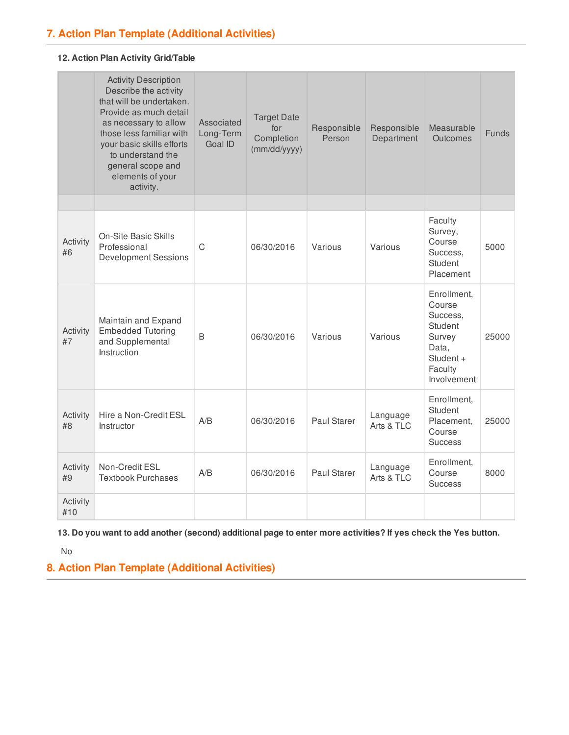## 7. Action Plan Template (Additional Activities)

**12. Action Plan Activity Grid/Table**

| | Activity Description Describe the activity that will be undertaken. Provide as much detail as necessary to allow those less familiar with your basic skills efforts to understand the general scope and elements of your activity. | Associated Long-Term Goal ID | Target Date for Completion (mm/dd/yyyy) | Responsible Person | Responsible Department | Measurable Outcomes | Funds |
|---|---|---|---|---|---|---|---|
| | | | | | | | |
| Activity #6 | On-Site Basic Skills Professional Development Sessions | C | 06/30/2016 | Various | Various | Faculty Survey, Course Success, Student Placement | 5000 |
| Activity #7 | Maintain and Expand Embedded Tutoring and Supplemental Instruction | B | 06/30/2016 | Various | Various | Enrollment, Course Success, Student Survey Data, Student + Faculty Involvement | 25000 |
| Activity #8 | Hire a Non-Credit ESL Instructor | A/B | 06/30/2016 | Paul Starer | Language Arts & TLC | Enrollment, Student Placement, Course Success | 25000 |
| Activity #9 | Non-Credit ESL Textbook Purchases | A/B | 06/30/2016 | Paul Starer | Language Arts & TLC | Enrollment, Course Success | 8000 |
| Activity #10 | | | | | | | |

**13. Do you want to add another (second) additional page to enter more activities? If yes check the Yes button.**

No

## 8. Action Plan Template (Additional Activities)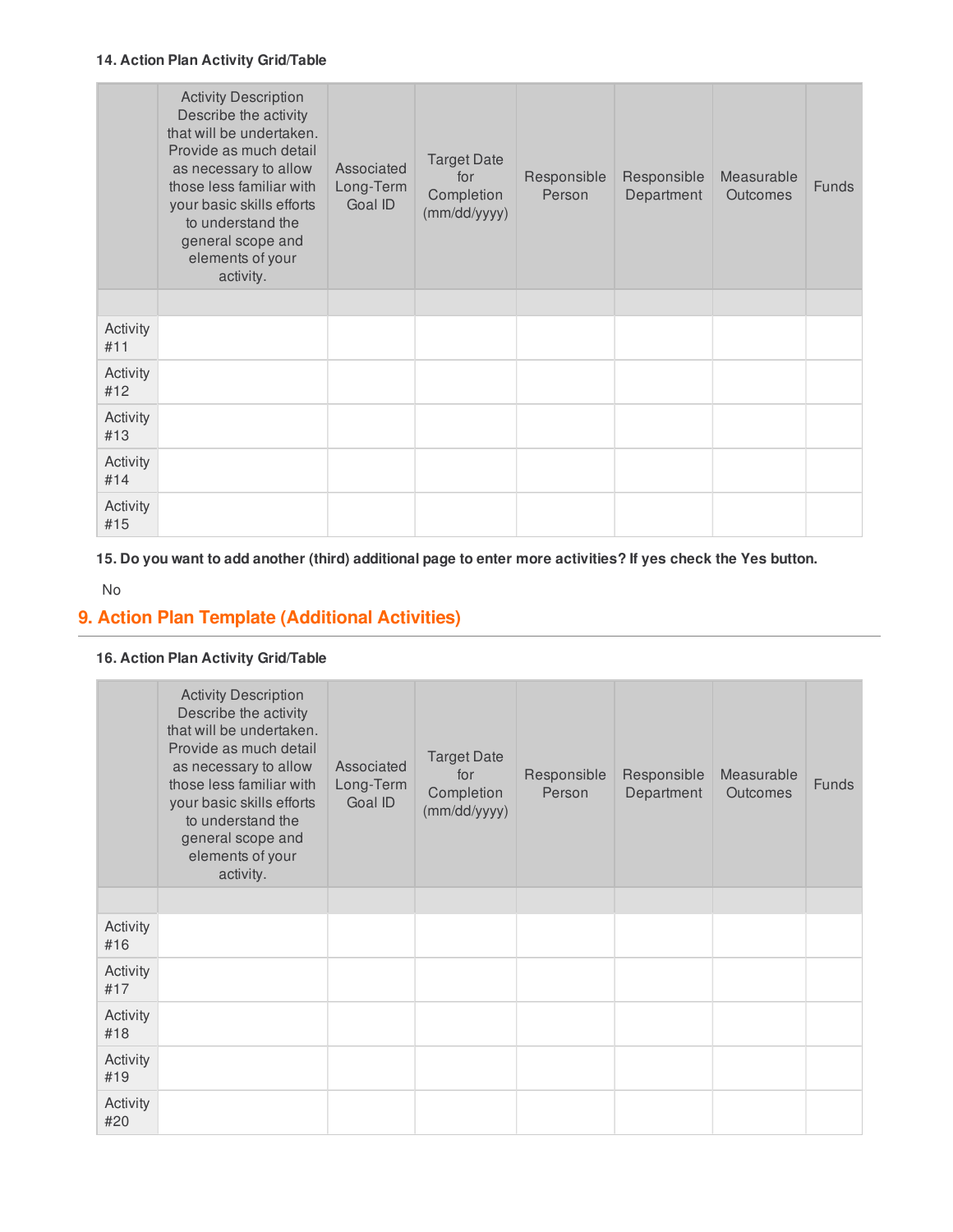**14. Action Plan Activity Grid/Table**

| | Activity Description Describe the activity that will be undertaken. Provide as much detail as necessary to allow those less familiar with your basic skills efforts to understand the general scope and elements of your activity. | Associated Long-Term Goal ID | Target Date for Completion (mm/dd/yyyy) | Responsible Person | Responsible Department | Measurable Outcomes | Funds |
|---|---|---|---|---|---|---|---|
| | | | | | | | |
| Activity #11 | | | | | | | |
| Activity #12 | | | | | | | |
| Activity #13 | | | | | | | |
| Activity #14 | | | | | | | |
| Activity #15 | | | | | | | |

**15. Do you want to add another (third) additional page to enter more activities? If yes check the Yes button.**

No

## 9. Action Plan Template (Additional Activities)

**16. Action Plan Activity Grid/Table**

| | Activity Description Describe the activity that will be undertaken. Provide as much detail as necessary to allow those less familiar with your basic skills efforts to understand the general scope and elements of your activity. | Associated Long-Term Goal ID | Target Date for Completion (mm/dd/yyyy) | Responsible Person | Responsible Department | Measurable Outcomes | Funds |
|---|---|---|---|---|---|---|---|
| | | | | | | | |
| Activity #16 | | | | | | | |
| Activity #17 | | | | | | | |
| Activity #18 | | | | | | | |
| Activity #19 | | | | | | | |
| Activity #20 | | | | | | | |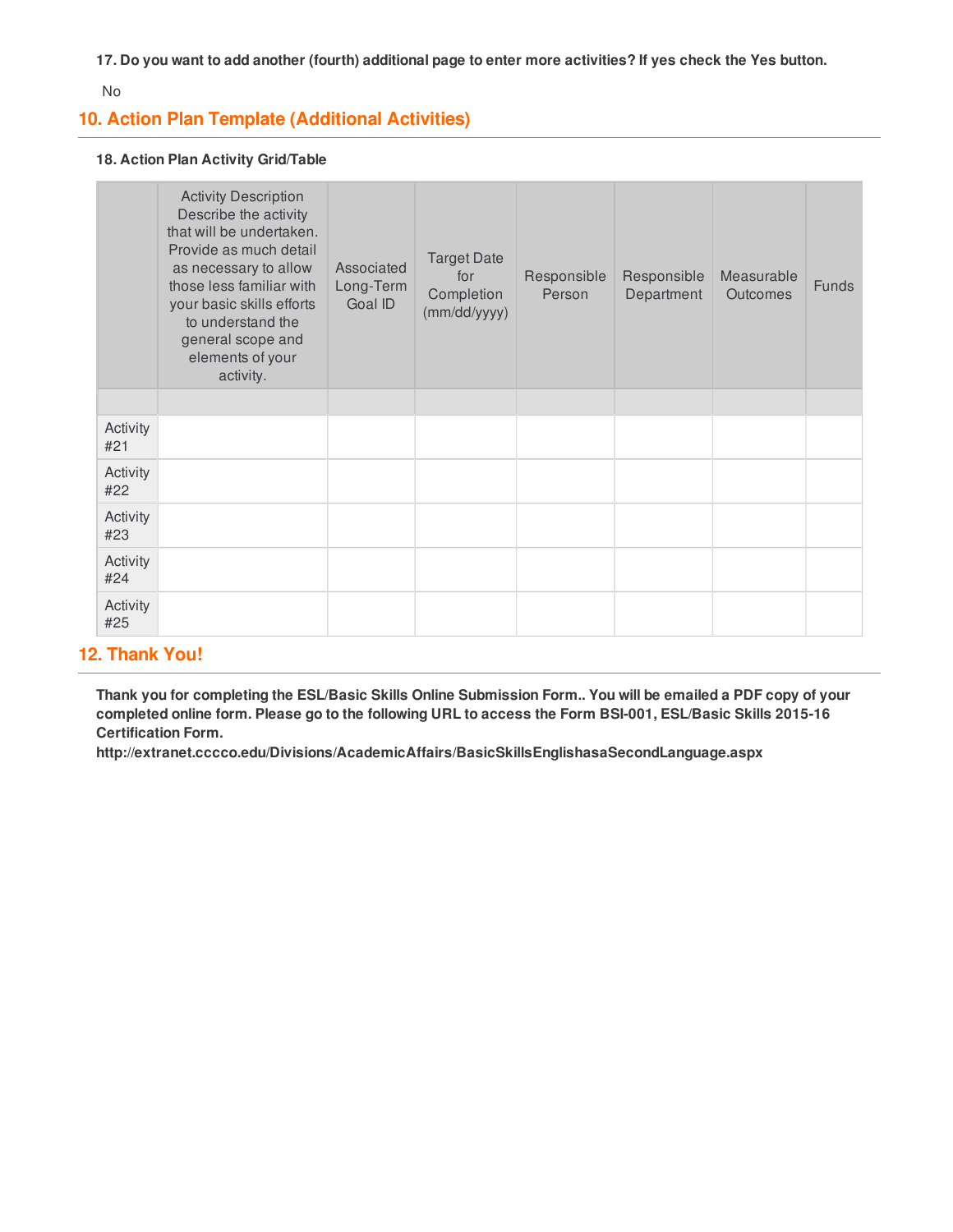**17. Do you want to add another (fourth) additional page to enter more activities? If yes check the Yes button.**

No

## 10. Action Plan Template (Additional Activities)

**18. Action Plan Activity Grid/Table**

| | Activity Description Describe the activity that will be undertaken. Provide as much detail as necessary to allow those less familiar with your basic skills efforts to understand the general scope and elements of your activity. | Associated Long-Term Goal ID | Target Date for Completion (mm/dd/yyyy) | Responsible Person | Responsible Department | Measurable Outcomes | Funds |
|---|---|---|---|---|---|---|---|
| | | | | | | | |
| Activity #21 | | | | | | | |
| Activity #22 | | | | | | | |
| Activity #23 | | | | | | | |
| Activity #24 | | | | | | | |
| Activity #25 | | | | | | | |

## 12. Thank You!

**Thank you for completing the ESL/Basic Skills Online Submission Form.. You will be emailed a PDF copy of your completed online form. Please go to the following URL to access the Form BSI-001, ESL/Basic Skills 2015-16 Certification Form.**
**http://extranet.cccco.edu/Divisions/AcademicAffairs/BasicSkillsEnglishasaSecondLanguage.aspx**